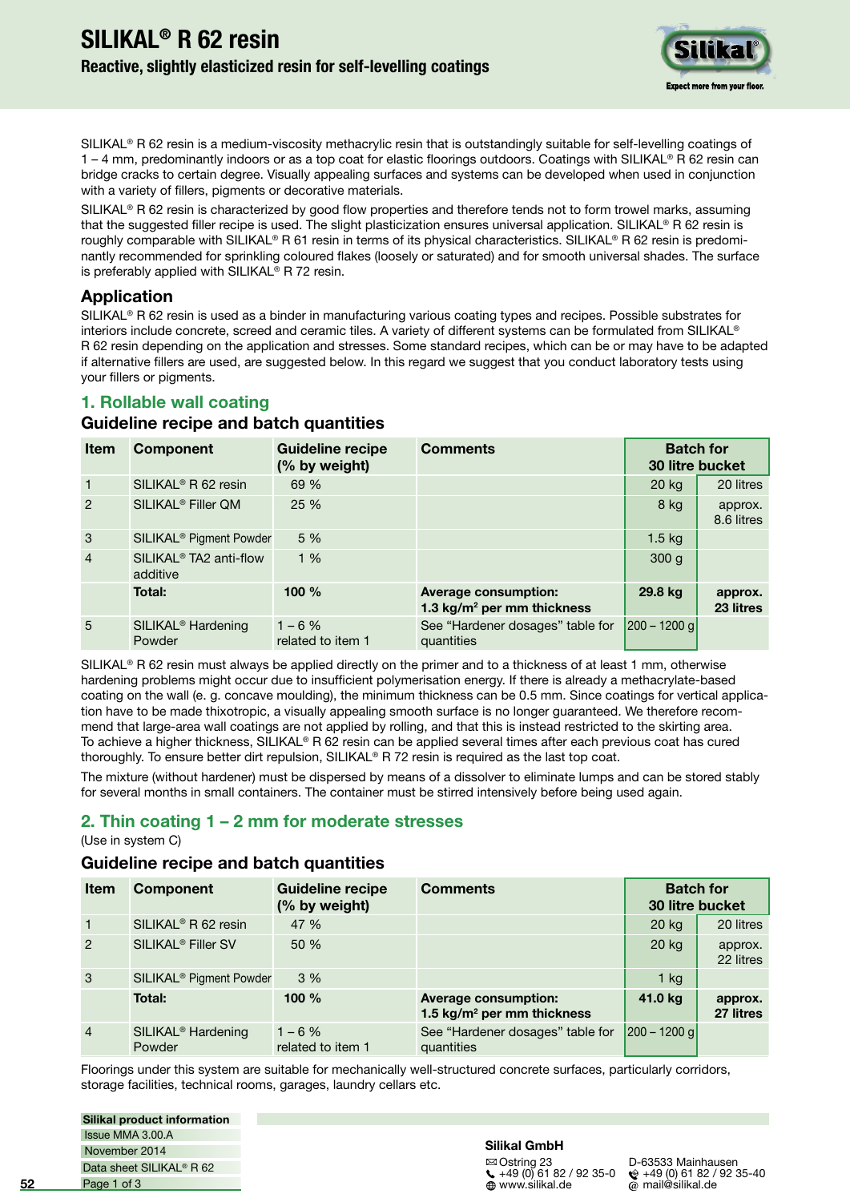# SILIKAL® R 62 resin

## Reactive, slightly elasticized resin for self-levelling coatings

SILIKAL® R 62 resin is a medium-viscosity methacrylic resin that is outstandingly suitable for self-levelling coatings of 1 – 4 mm, predominantly indoors or as a top coat for elastic floorings outdoors. Coatings with SILIKAL® R 62 resin can bridge cracks to certain degree. Visually appealing surfaces and systems can be developed when used in conjunction with a variety of fillers, pigments or decorative materials.

SILIKAL® R 62 resin is characterized by good flow properties and therefore tends not to form trowel marks, assuming that the suggested filler recipe is used. The slight plasticization ensures universal application. SILIKAL® R 62 resin is roughly comparable with SILIKAL® R 61 resin in terms of its physical characteristics. SILIKAL® R 62 resin is predominantly recommended for sprinkling coloured flakes (loosely or saturated) and for smooth universal shades. The surface is preferably applied with SILIKAL® R 72 resin.

## Application

SILIKAL® R 62 resin is used as a binder in manufacturing various coating types and recipes. Possible substrates for interiors include concrete, screed and ceramic tiles. A variety of different systems can be formulated from SILIKAL® R 62 resin depending on the application and stresses. Some standard recipes, which can be or may have to be adapted if alternative fillers are used, are suggested below. In this regard we suggest that you conduct laboratory tests using your fillers or pigments.

## 1. Rollable wall coating

### Guideline recipe and batch quantities

| Item | Component | Guideline recipe (% by weight) | Comments | Batch for 30 litre bucket | |
|---|---|---|---|---|---|
| 1 | SILIKAL® R 62 resin | 69 % | | 20 kg | 20 litres |
| 2 | SILIKAL® Filler QM | 25 % | | 8 kg | approx. 8.6 litres |
| 3 | SILIKAL® Pigment Powder | 5 % | | 1.5 kg | |
| 4 | SILIKAL® TA2 anti-flow additive | 1 % | | 300 g | |
| | **Total:** | **100 %** | **Average consumption: 1.3 kg/m² per mm thickness** | **29.8 kg** | **approx. 23 litres** |
| 5 | SILIKAL® Hardening Powder | 1 – 6 % related to item 1 | See "Hardener dosages" table for quantities | 200 – 1200 g | |

SILIKAL® R 62 resin must always be applied directly on the primer and to a thickness of at least 1 mm, otherwise hardening problems might occur due to insufficient polymerisation energy. If there is already a methacrylate-based coating on the wall (e. g. concave moulding), the minimum thickness can be 0.5 mm. Since coatings for vertical application have to be made thixotropic, a visually appealing smooth surface is no longer guaranteed. We therefore recommend that large-area wall coatings are not applied by rolling, and that this is instead restricted to the skirting area. To achieve a higher thickness, SILIKAL® R 62 resin can be applied several times after each previous coat has cured thoroughly. To ensure better dirt repulsion, SILIKAL® R 72 resin is required as the last top coat.

The mixture (without hardener) must be dispersed by means of a dissolver to eliminate lumps and can be stored stably for several months in small containers. The container must be stirred intensively before being used again.

## 2. Thin coating 1 – 2 mm for moderate stresses

(Use in system C)

### Guideline recipe and batch quantities

| Item | Component | Guideline recipe (% by weight) | Comments | Batch for 30 litre bucket | |
|---|---|---|---|---|---|
| 1 | SILIKAL® R 62 resin | 47 % | | 20 kg | 20 litres |
| 2 | SILIKAL® Filler SV | 50 % | | 20 kg | approx. 22 litres |
| 3 | SILIKAL® Pigment Powder | 3 % | | 1 kg | |
| | **Total:** | **100 %** | **Average consumption: 1.5 kg/m² per mm thickness** | **41.0 kg** | **approx. 27 litres** |
| 4 | SILIKAL® Hardening Powder | 1 – 6 % related to item 1 | See "Hardener dosages" table for quantities | 200 – 1200 g | |

Floorings under this system are suitable for mechanically well-structured concrete surfaces, particularly corridors, storage facilities, technical rooms, garages, laundry cellars etc.

**Silikal product information**
Issue MMA 3.00.A
November 2014
Data sheet SILIKAL® R 62

**Silikal GmbH**
Ostring 23, D-63533 Mainhausen
+49 (0) 61 82 / 92 35-0
+49 (0) 61 82 / 92 35-40
www.silikal.de
mail@silikal.de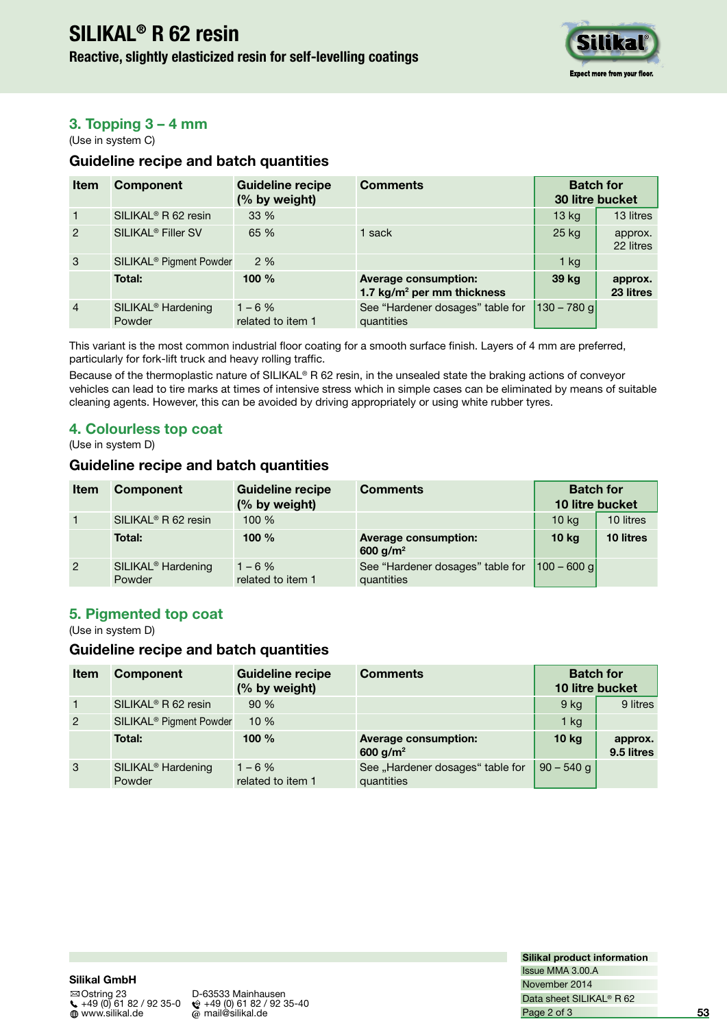## 3. Topping 3 – 4 mm

(Use in system C)

### Guideline recipe and batch quantities

| Item | Component | Guideline recipe (% by weight) | Comments | Batch for 30 litre bucket | |
|---|---|---|---|---|---|
| 1 | SILIKAL® R 62 resin | 33 % | | 13 kg | 13 litres |
| 2 | SILIKAL® Filler SV | 65 % | 1 sack | 25 kg | approx. 22 litres |
| 3 | SILIKAL® Pigment Powder | 2 % | | 1 kg | |
| | **Total:** | **100 %** | **Average consumption: 1.7 kg/m² per mm thickness** | **39 kg** | **approx. 23 litres** |
| 4 | SILIKAL® Hardening Powder | 1 – 6 % related to item 1 | See “Hardener dosages” table for quantities | 130 – 780 g | |

This variant is the most common industrial floor coating for a smooth surface finish. Layers of 4 mm are preferred, particularly for fork-lift truck and heavy rolling traffic.

Because of the thermoplastic nature of SILIKAL® R 62 resin, in the unsealed state the braking actions of conveyor vehicles can lead to tire marks at times of intensive stress which in simple cases can be eliminated by means of suitable cleaning agents. However, this can be avoided by driving appropriately or using white rubber tyres.

## 4. Colourless top coat

(Use in system D)

### Guideline recipe and batch quantities

| Item | Component | Guideline recipe (% by weight) | Comments | Batch for 10 litre bucket | |
|---|---|---|---|---|---|
| 1 | SILIKAL® R 62 resin | 100 % | | 10 kg | 10 litres |
| | **Total:** | **100 %** | **Average consumption: 600 g/m²** | **10 kg** | **10 litres** |
| 2 | SILIKAL® Hardening Powder | 1 – 6 % related to item 1 | See “Hardener dosages” table for quantities | 100 – 600 g | |

## 5. Pigmented top coat

(Use in system D)

### Guideline recipe and batch quantities

| Item | Component | Guideline recipe (% by weight) | Comments | Batch for 10 litre bucket | |
|---|---|---|---|---|---|
| 1 | SILIKAL® R 62 resin | 90 % | | 9 kg | 9 litres |
| 2 | SILIKAL® Pigment Powder | 10 % | | 1 kg | |
| | **Total:** | **100 %** | **Average consumption: 600 g/m²** | **10 kg** | **approx. 9.5 litres** |
| 3 | SILIKAL® Hardening Powder | 1 – 6 % related to item 1 | See „Hardener dosages“ table for quantities | 90 – 540 g | |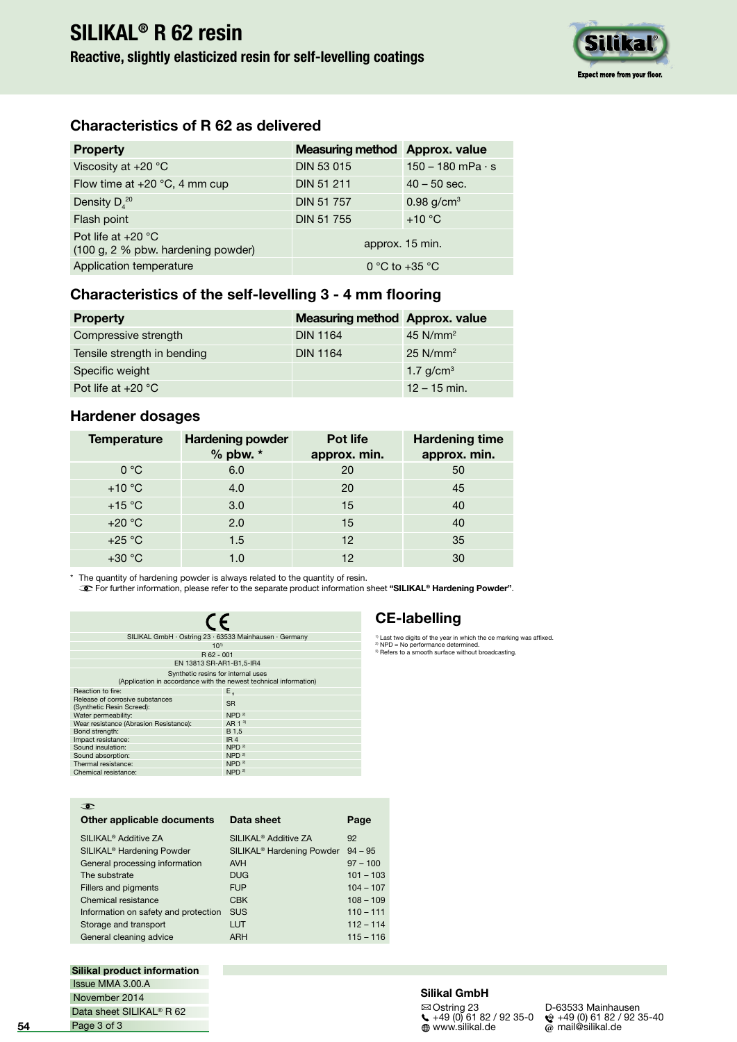# SILIKAL® R 62 resin

**Reactive, slightly elasticized resin for self-levelling coatings**

## Characteristics of R 62 as delivered

| Property | Measuring method | Approx. value |
|---|---|---|
| Viscosity at +20 °C | DIN 53 015 | 150 – 180 mPa · s |
| Flow time at +20 °C, 4 mm cup | DIN 51 211 | 40 – 50 sec. |
| Density $D_4^{20}$ | DIN 51 757 | 0.98 g/cm³ |
| Flash point | DIN 51 755 | +10 °C |
| Pot life at +20 °C (100 g, 2 % pbw. hardening powder) | approx. 15 min. | |
| Application temperature | 0 °C to +35 °C | |

## Characteristics of the self-levelling 3 - 4 mm flooring

| Property | Measuring method | Approx. value |
|---|---|---|
| Compressive strength | DIN 1164 | 45 N/mm² |
| Tensile strength in bending | DIN 1164 | 25 N/mm² |
| Specific weight | | 1.7 g/cm³ |
| Pot life at +20 °C | | 12 – 15 min. |

## Hardener dosages

| Temperature | Hardening powder % pbw. * | Pot life approx. min. | Hardening time approx. min. |
|---|---|---|---|
| 0 °C | 6.0 | 20 | 50 |
| +10 °C | 4.0 | 20 | 45 |
| +15 °C | 3.0 | 15 | 40 |
| +20 °C | 2.0 | 15 | 40 |
| +25 °C | 1.5 | 12 | 35 |
| +30 °C | 1.0 | 12 | 30 |

\* The quantity of hardening powder is always related to the quantity of resin.

For further information, please refer to the separate product information sheet **"SILIKAL® Hardening Powder"**.

## CE-labelling

CE

SILIKAL GmbH · Ostring 23 · 63533 Mainhausen · Germany

10[1]

R 62 - 001

EN 13813 SR-AR1-B1,5-IR4

Synthetic resins for internal uses
(Application in accordance with the newest technical information)

| | |
|---|---|
| Reaction to fire: | $E_{fl}$ |
| Release of corrosive substances (Synthetic Resin Screed): | SR |
| Water permeability: | NPD [2] |
| Wear resistance (Abrasion Resistance): | AR 1 [3] |
| Bond strength: | B 1,5 |
| Impact resistance: | IR 4 |
| Sound insulation: | NPD [2] |
| Sound absorption: | NPD [2] |
| Thermal resistance: | NPD [2] |
| Chemical resistance: | NPD [2] |

[1] Last two digits of the year in which the ce marking was affixed.
[2] NPD = No performance determined.
[3] Refers to a smooth surface without broadcasting.

| Other applicable documents | Data sheet | Page |
|---|---|---|
| SILIKAL® Additive ZA | SILIKAL® Additive ZA | 92 |
| SILIKAL® Hardening Powder | SILIKAL® Hardening Powder | 94 – 95 |
| General processing information | AVH | 97 – 100 |
| The substrate | DUG | 101 – 103 |
| Fillers and pigments | FUP | 104 – 107 |
| Chemical resistance | CBK | 108 – 109 |
| Information on safety and protection | SUS | 110 – 111 |
| Storage and transport | LUT | 112 – 114 |
| General cleaning advice | ARH | 115 – 116 |

**Silikal product information**
Issue MMA 3.00.A
November 2014
Data sheet SILIKAL® R 62

**Silikal GmbH**
Ostring 23, D-63533 Mainhausen
+49 (0) 61 82 / 92 35-0
+49 (0) 61 82 / 92 35-40
www.silikal.de
mail@silikal.de